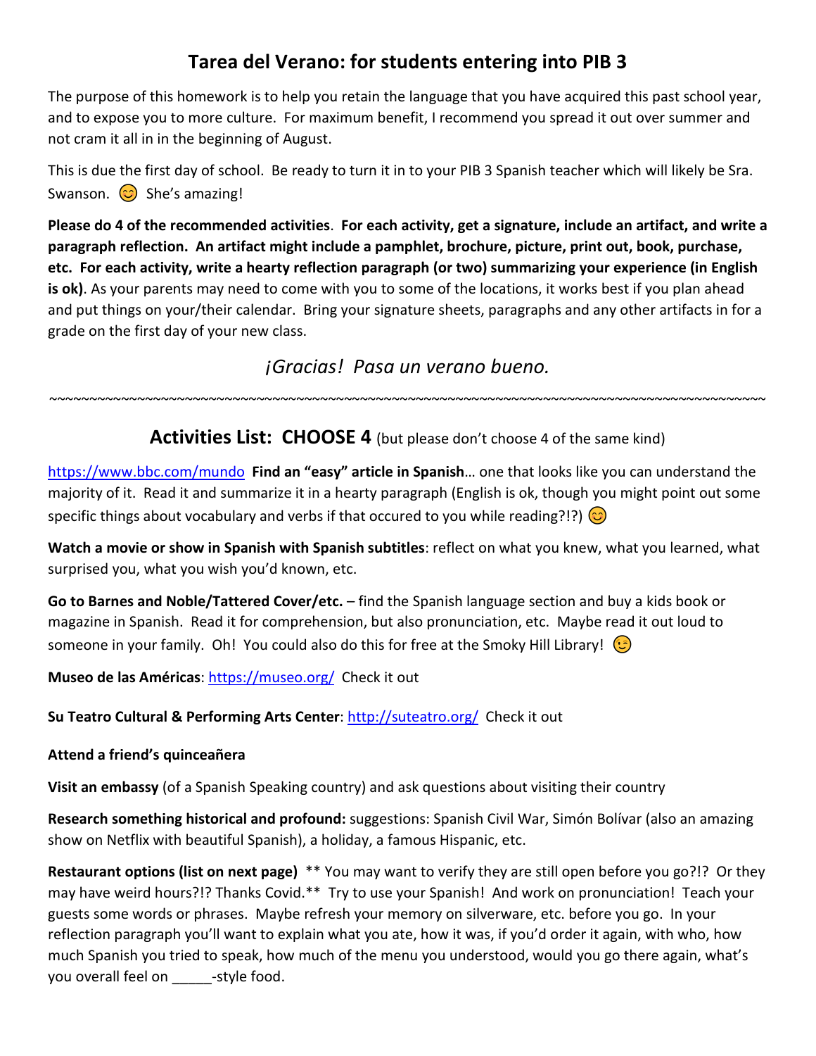# Tarea del Verano: for students entering into PIB 3

The purpose of this homework is to help you retain the language that you have acquired this past school year, and to expose you to more culture. For maximum benefit, I recommend you spread it out over summer and not cram it all in in the beginning of August.

This is due the first day of school. Be ready to turn it in to your PIB 3 Spanish teacher which will likely be Sra. Swanson. 😊 She's amazing!

**Please do 4 of the recommended activities**. **For each activity, get a signature, include an artifact, and write a paragraph reflection. An artifact might include a pamphlet, brochure, picture, print out, book, purchase, etc. For each activity, write a hearty reflection paragraph (or two) summarizing your experience (in English is ok)**. As your parents may need to come with you to some of the locations, it works best if you plan ahead and put things on your/their calendar. Bring your signature sheets, paragraphs and any other artifacts in for a grade on the first day of your new class.

*¡Gracias! Pasa un verano bueno.*

~~~~~~~~~~~~~~~~~~~~~~~~~~~~~~~~~~~~~~~~~~~~~~~~~~~~~~~~~~~~~~~~~~~~~~~~~~~~~~~~~~~~~~~~~~~~~~~~~~~~

## Activities List: CHOOSE 4 (but please don't choose 4 of the same kind)

https://www.bbc.com/mundo **Find an "easy" article in Spanish**… one that looks like you can understand the majority of it. Read it and summarize it in a hearty paragraph (English is ok, though you might point out some specific things about vocabulary and verbs if that occured to you while reading?!?) 😊

**Watch a movie or show in Spanish with Spanish subtitles**: reflect on what you knew, what you learned, what surprised you, what you wish you'd known, etc.

**Go to Barnes and Noble/Tattered Cover/etc.** – find the Spanish language section and buy a kids book or magazine in Spanish. Read it for comprehension, but also pronunciation, etc. Maybe read it out loud to someone in your family. Oh! You could also do this for free at the Smoky Hill Library! 😉

**Museo de las Américas**: https://museo.org/ Check it out

**Su Teatro Cultural & Performing Arts Center**: http://suteatro.org/ Check it out

**Attend a friend's quinceañera**

**Visit an embassy** (of a Spanish Speaking country) and ask questions about visiting their country

**Research something historical and profound:** suggestions: Spanish Civil War, Simón Bolívar (also an amazing show on Netflix with beautiful Spanish), a holiday, a famous Hispanic, etc.

**Restaurant options (list on next page)** ** You may want to verify they are still open before you go?!? Or they may have weird hours?!? Thanks Covid.** Try to use your Spanish! And work on pronunciation! Teach your guests some words or phrases. Maybe refresh your memory on silverware, etc. before you go. In your reflection paragraph you'll want to explain what you ate, how it was, if you'd order it again, with who, how much Spanish you tried to speak, how much of the menu you understood, would you go there again, what's you overall feel on _____-style food.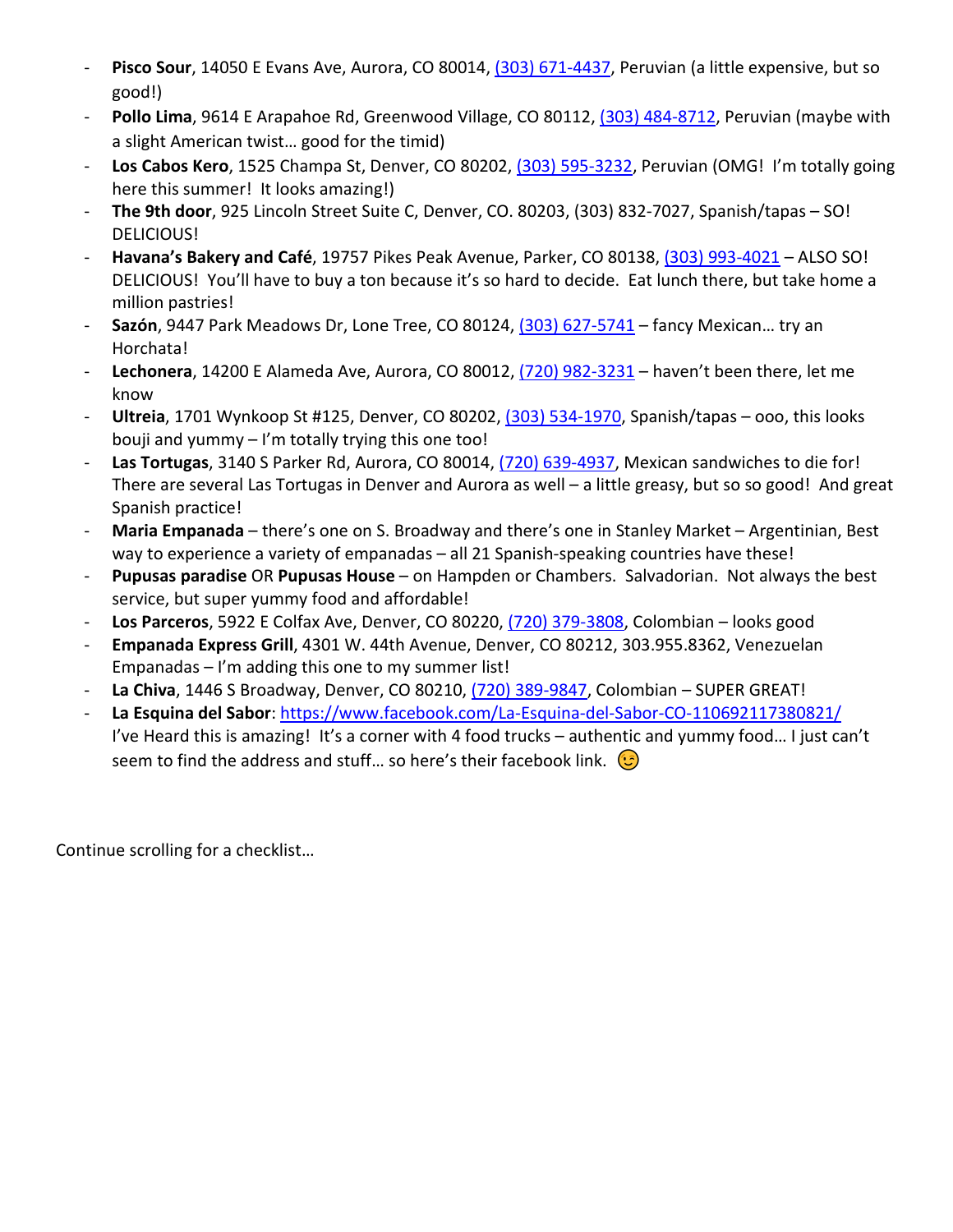- **Pisco Sour**, 14050 E Evans Ave, Aurora, CO 80014, (303) 671-4437, Peruvian (a little expensive, but so good!)
- **Pollo Lima**, 9614 E Arapahoe Rd, Greenwood Village, CO 80112, (303) 484-8712, Peruvian (maybe with a slight American twist… good for the timid)
- **Los Cabos Kero**, 1525 Champa St, Denver, CO 80202, (303) 595-3232, Peruvian (OMG! I'm totally going here this summer! It looks amazing!)
- **The 9th door**, 925 Lincoln Street Suite C, Denver, CO. 80203, (303) 832-7027, Spanish/tapas – SO! DELICIOUS!
- **Havana's Bakery and Café**, 19757 Pikes Peak Avenue, Parker, CO 80138, (303) 993-4021 – ALSO SO! DELICIOUS! You'll have to buy a ton because it's so hard to decide. Eat lunch there, but take home a million pastries!
- **Sazón**, 9447 Park Meadows Dr, Lone Tree, CO 80124, (303) 627-5741 – fancy Mexican… try an Horchata!
- **Lechonera**, 14200 E Alameda Ave, Aurora, CO 80012, (720) 982-3231 – haven't been there, let me know
- **Ultreia**, 1701 Wynkoop St #125, Denver, CO 80202, (303) 534-1970, Spanish/tapas – ooo, this looks bouji and yummy – I'm totally trying this one too!
- **Las Tortugas**, 3140 S Parker Rd, Aurora, CO 80014, (720) 639-4937, Mexican sandwiches to die for! There are several Las Tortugas in Denver and Aurora as well – a little greasy, but so so good! And great Spanish practice!
- **Maria Empanada** – there's one on S. Broadway and there's one in Stanley Market – Argentinian, Best way to experience a variety of empanadas – all 21 Spanish-speaking countries have these!
- **Pupusas paradise** OR **Pupusas House** – on Hampden or Chambers. Salvadorian. Not always the best service, but super yummy food and affordable!
- **Los Parceros**, 5922 E Colfax Ave, Denver, CO 80220, (720) 379-3808, Colombian – looks good
- **Empanada Express Grill**, 4301 W. 44th Avenue, Denver, CO 80212, 303.955.8362, Venezuelan Empanadas – I'm adding this one to my summer list!
- **La Chiva**, 1446 S Broadway, Denver, CO 80210, (720) 389-9847, Colombian – SUPER GREAT!
- **La Esquina del Sabor**: https://www.facebook.com/La-Esquina-del-Sabor-CO-110692117380821/ I've Heard this is amazing! It's a corner with 4 food trucks – authentic and yummy food… I just can't seem to find the address and stuff… so here's their facebook link. 😉

Continue scrolling for a checklist…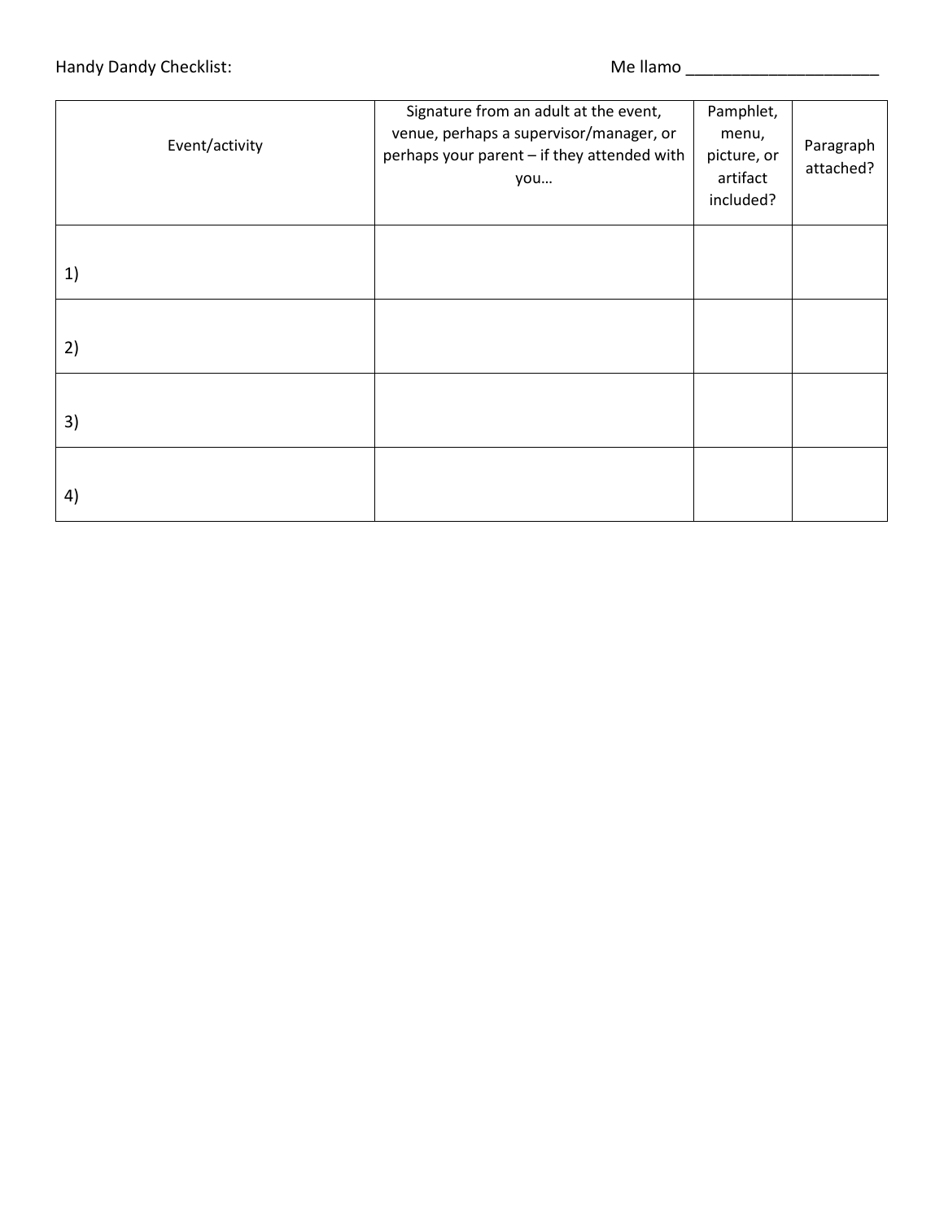Handy Dandy Checklist: Me llamo _____________________

| Event/activity | Signature from an adult at the event, venue, perhaps a supervisor/manager, or perhaps your parent – if they attended with you… | Pamphlet, menu, picture, or artifact included? | Paragraph attached? |
|---|---|---|---|
| 1) | | | |
| 2) | | | |
| 3) | | | |
| 4) | | | |